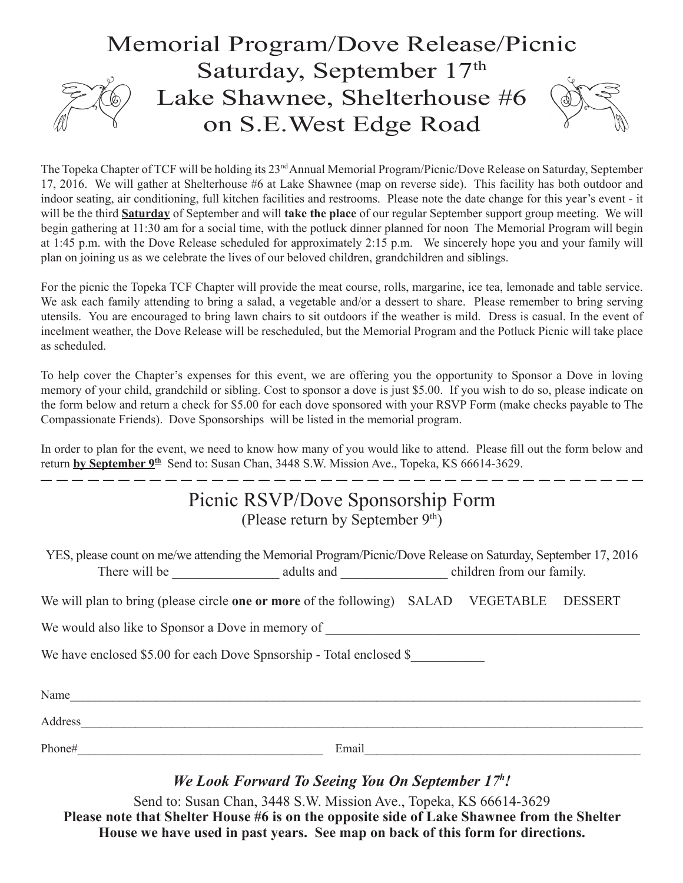# Memorial Program/Dove Release/Picnic
# Saturday, September 17th
# Lake Shawnee, Shelterhouse #6
# on S.E.West Edge Road

The Topeka Chapter of TCF will be holding its 23nd Annual Memorial Program/Picnic/Dove Release on Saturday, September 17, 2016. We will gather at Shelterhouse #6 at Lake Shawnee (map on reverse side). This facility has both outdoor and indoor seating, air conditioning, full kitchen facilities and restrooms. Please note the date change for this year's event - it will be the third **Saturday** of September and will **take the place** of our regular September support group meeting. We will begin gathering at 11:30 am for a social time, with the potluck dinner planned for noon The Memorial Program will begin at 1:45 p.m. with the Dove Release scheduled for approximately 2:15 p.m. We sincerely hope you and your family will plan on joining us as we celebrate the lives of our beloved children, grandchildren and siblings.

For the picnic the Topeka TCF Chapter will provide the meat course, rolls, margarine, ice tea, lemonade and table service. We ask each family attending to bring a salad, a vegetable and/or a dessert to share. Please remember to bring serving utensils. You are encouraged to bring lawn chairs to sit outdoors if the weather is mild. Dress is casual. In the event of incelment weather, the Dove Release will be rescheduled, but the Memorial Program and the Potluck Picnic will take place as scheduled.

To help cover the Chapter's expenses for this event, we are offering you the opportunity to Sponsor a Dove in loving memory of your child, grandchild or sibling. Cost to sponsor a dove is just $5.00. If you wish to do so, please indicate on the form below and return a check for $5.00 for each dove sponsored with your RSVP Form (make checks payable to The Compassionate Friends). Dove Sponsorships will be listed in the memorial program.

In order to plan for the event, we need to know how many of you would like to attend. Please fill out the form below and return **by September 9th** Send to: Susan Chan, 3448 S.W. Mission Ave., Topeka, KS 66614-3629.

---

## Picnic RSVP/Dove Sponsorship Form
(Please return by September 9th)

YES, please count on me/we attending the Memorial Program/Picnic/Dove Release on Saturday, September 17, 2016
There will be ________________ adults and ________________ children from our family.

We will plan to bring (please circle **one or more** of the following) SALAD VEGETABLE DESSERT

We would also like to Sponsor a Dove in memory of ________________________________________________

We have enclosed $5.00 for each Dove Spnsorship - Total enclosed $___________

Name________________________________________________________________________________

Address______________________________________________________________________________

Phone#_______________________________________ Email____________________________________________

***We Look Forward To Seeing You On September 17h!***

Send to: Susan Chan, 3448 S.W. Mission Ave., Topeka, KS 66614-3629

**Please note that Shelter House #6 is on the opposite side of Lake Shawnee from the Shelter House we have used in past years. See map on back of this form for directions.**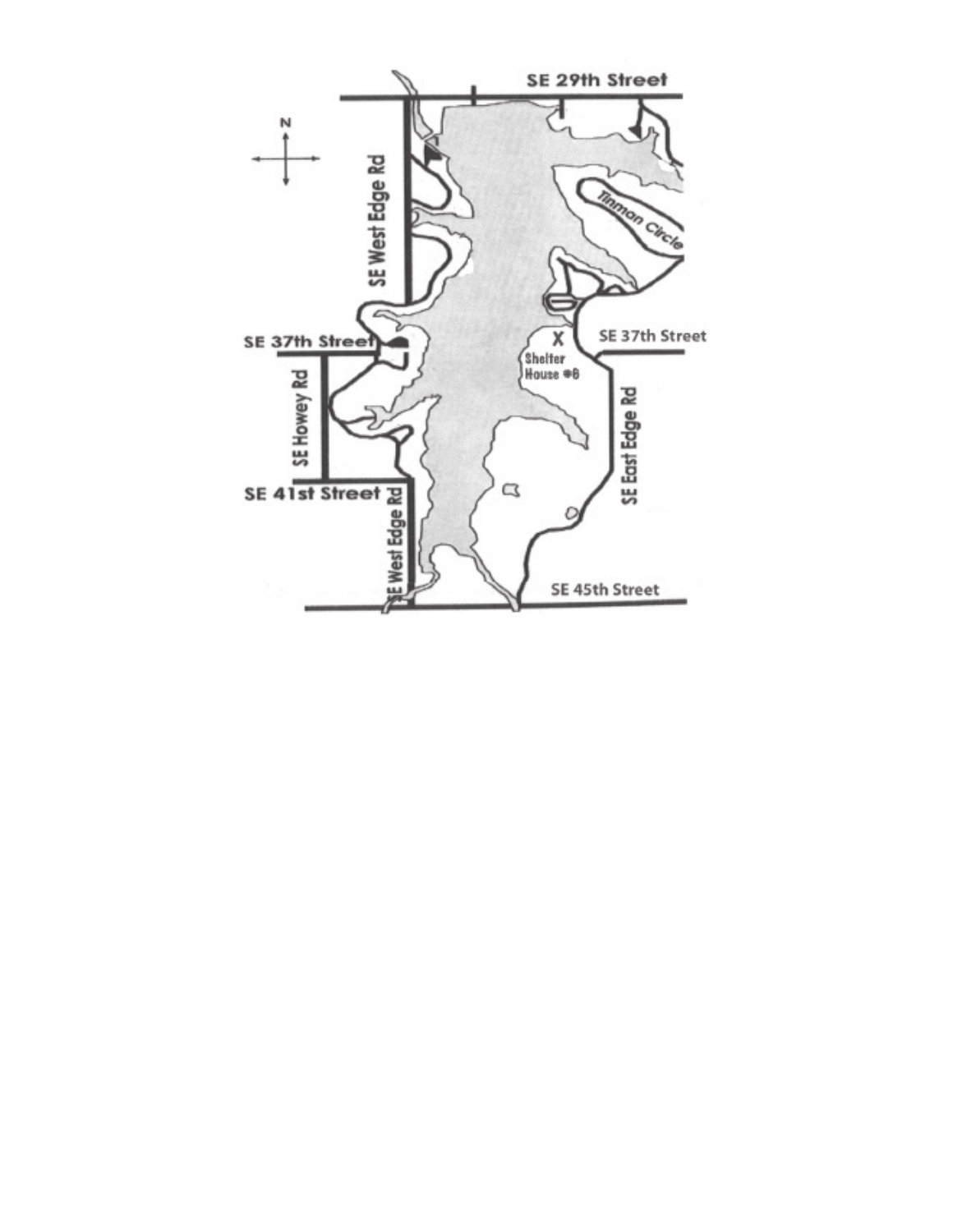N

SE 29th Street

SE West Edge Rd

Tinman Circle

SE 37th Street

SE 37th Street

X

Shelter House #6

SE Howey Rd

SE 41st Street

SE West Edge Rd

SE East Edge Rd

SE 45th Street